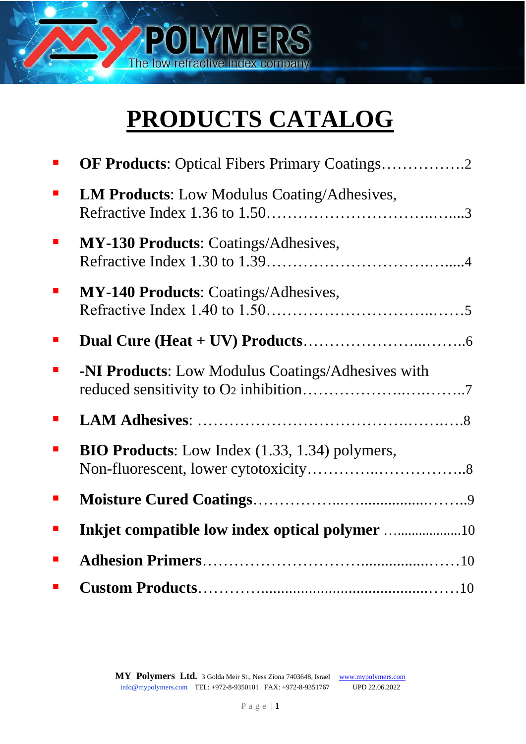# PRODUCTS CATALOG

- **OF Products**: Optical Fibers Primary Coatings…………….2
- **LM Products**: Low Modulus Coating/Adhesives, Refractive Index 1.36 to 1.50……………………………..…....3
- **MY-130 Products**: Coatings/Adhesives, Refractive Index 1.30 to 1.39………………………………….....4
- **MY-140 Products**: Coatings/Adhesives, Refractive Index 1.40 to 1.50…………………………...……5
- **Dual Cure (Heat + UV) Products**……………………...……..6
- **-NI Products**: Low Modulus Coatings/Adhesives with reduced sensitivity to $O_2$ inhibition………………..….……..7
- **LAM Adhesives**: ……………………………………….…….8
- **BIO Products**: Low Index (1.33, 1.34) polymers, Non-fluorescent, lower cytotoxicity…………..……………..8
- **Moisture Cured Coatings**……………...….................……..9
- **Inkjet compatible low index optical polymer** …..................10
- **Adhesion Primers**…………………………..................……10
- **Custom Products**………….............................................……10

**MY Polymers Ltd.** 3 Golda Meir St., Ness Ziona 7403648, Israel www.mypolymers.com
info@mypolymers.com TEL: +972-8-9350101 FAX: +972-8-9351767 UPD 22.06.2022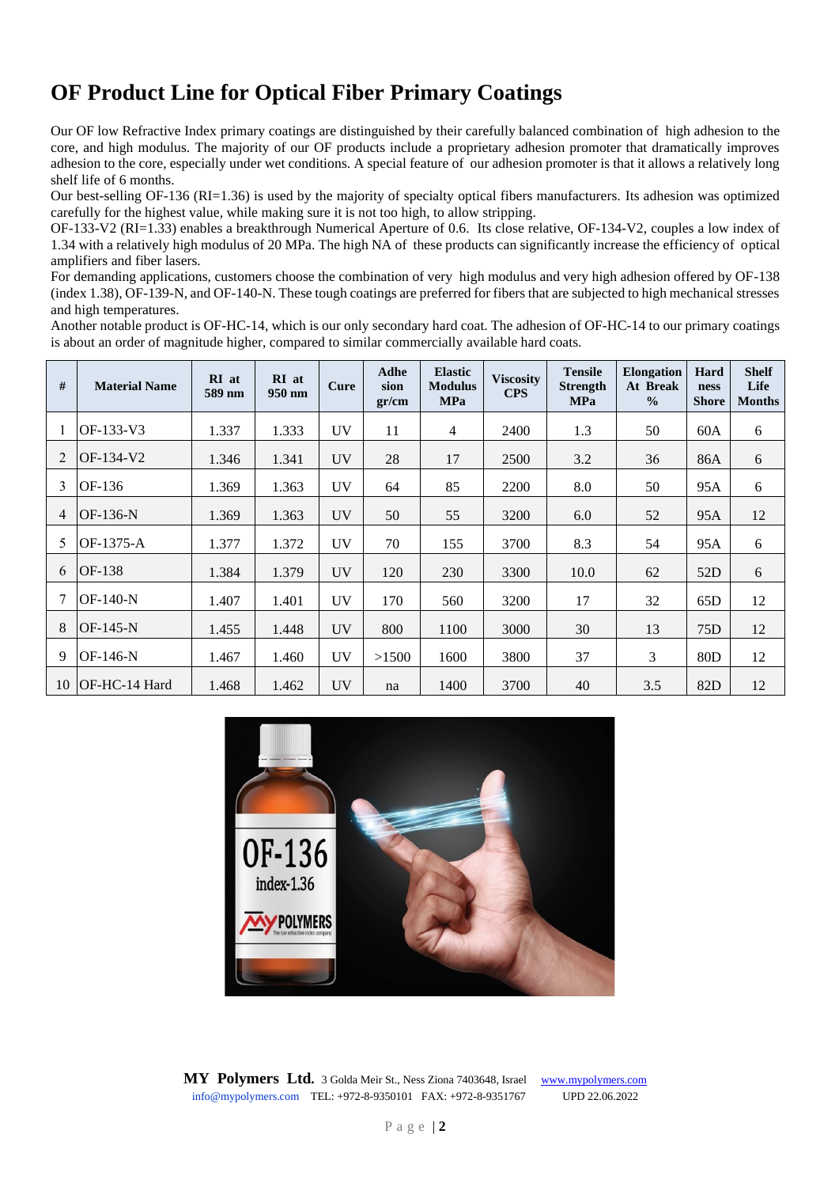# OF Product Line for Optical Fiber Primary Coatings

Our OF low Refractive Index primary coatings are distinguished by their carefully balanced combination of high adhesion to the core, and high modulus. The majority of our OF products include a proprietary adhesion promoter that dramatically improves adhesion to the core, especially under wet conditions. A special feature of our adhesion promoter is that it allows a relatively long shelf life of 6 months.

Our best-selling OF-136 (RI=1.36) is used by the majority of specialty optical fibers manufacturers. Its adhesion was optimized carefully for the highest value, while making sure it is not too high, to allow stripping.

OF-133-V2 (RI=1.33) enables a breakthrough Numerical Aperture of 0.6. Its close relative, OF-134-V2, couples a low index of 1.34 with a relatively high modulus of 20 MPa. The high NA of these products can significantly increase the efficiency of optical amplifiers and fiber lasers.

For demanding applications, customers choose the combination of very high modulus and very high adhesion offered by OF-138 (index 1.38), OF-139-N, and OF-140-N. These tough coatings are preferred for fibers that are subjected to high mechanical stresses and high temperatures.

Another notable product is OF-HC-14, which is our only secondary hard coat. The adhesion of OF-HC-14 to our primary coatings is about an order of magnitude higher, compared to similar commercially available hard coats.

| # | Material Name | RI at 589 nm | RI at 950 nm | Cure | Adhesion gr/cm | Elastic Modulus MPa | Viscosity CPS | Tensile Strength MPa | Elongation At Break % | Hardness Shore | Shelf Life Months |
|---|---|---|---|---|---|---|---|---|---|---|---|
| 1 | OF-133-V3 | 1.337 | 1.333 | UV | 11 | 4 | 2400 | 1.3 | 50 | 60A | 6 |
| 2 | OF-134-V2 | 1.346 | 1.341 | UV | 28 | 17 | 2500 | 3.2 | 36 | 86A | 6 |
| 3 | OF-136 | 1.369 | 1.363 | UV | 64 | 85 | 2200 | 8.0 | 50 | 95A | 6 |
| 4 | OF-136-N | 1.369 | 1.363 | UV | 50 | 55 | 3200 | 6.0 | 52 | 95A | 12 |
| 5 | OF-1375-A | 1.377 | 1.372 | UV | 70 | 155 | 3700 | 8.3 | 54 | 95A | 6 |
| 6 | OF-138 | 1.384 | 1.379 | UV | 120 | 230 | 3300 | 10.0 | 62 | 52D | 6 |
| 7 | OF-140-N | 1.407 | 1.401 | UV | 170 | 560 | 3200 | 17 | 32 | 65D | 12 |
| 8 | OF-145-N | 1.455 | 1.448 | UV | 800 | 1100 | 3000 | 30 | 13 | 75D | 12 |
| 9 | OF-146-N | 1.467 | 1.460 | UV | >1500 | 1600 | 3800 | 37 | 3 | 80D | 12 |
| 10 | OF-HC-14 Hard | 1.468 | 1.462 | UV | na | 1400 | 3700 | 40 | 3.5 | 82D | 12 |

**MY Polymers Ltd.** 3 Golda Meir St., Ness Ziona 7403648, Israel www.mypolymers.com
info@mypolymers.com TEL: +972-8-9350101 FAX: +972-8-9351767 UPD 22.06.2022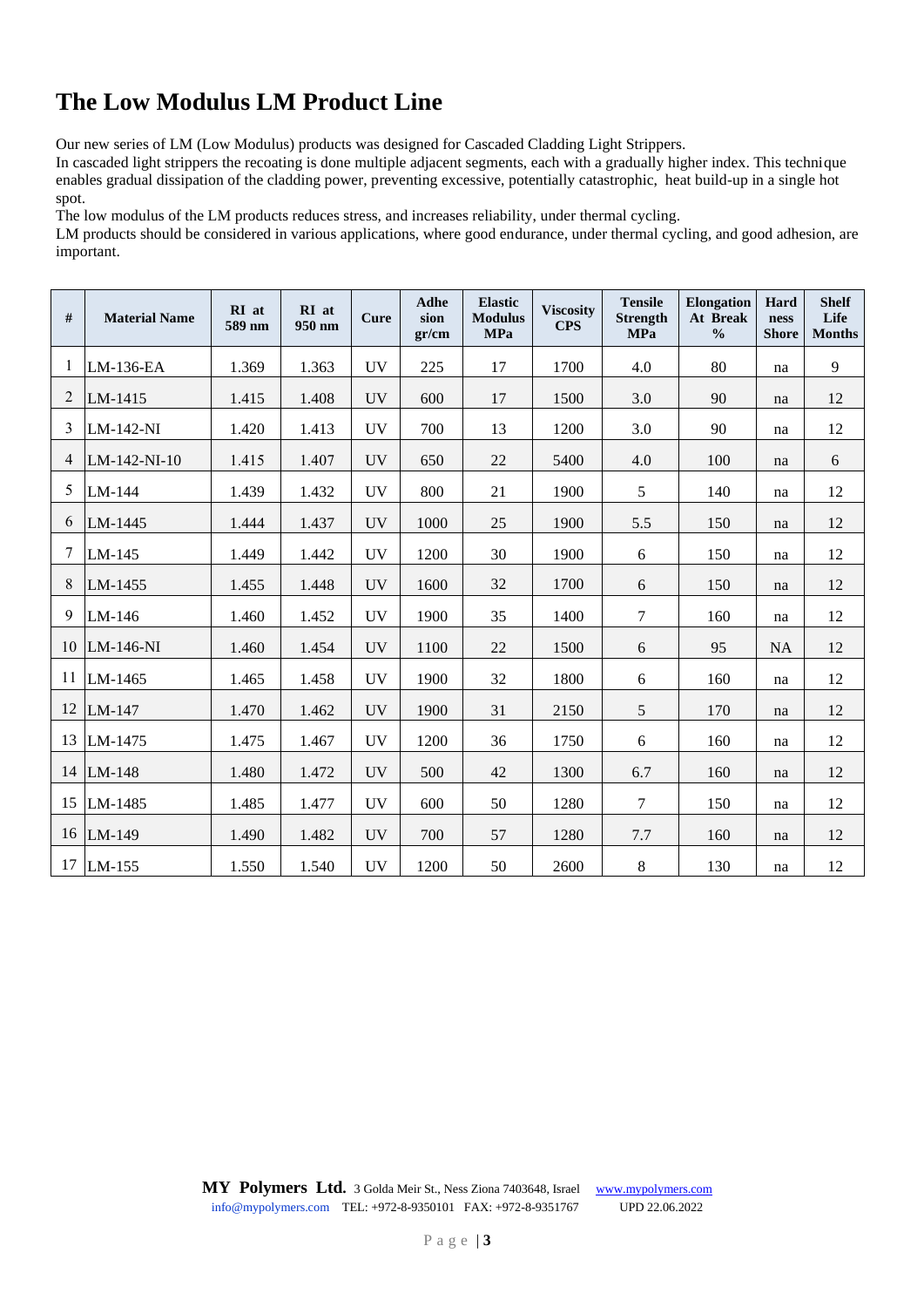# The Low Modulus LM Product Line

Our new series of LM (Low Modulus) products was designed for Cascaded Cladding Light Strippers.
In cascaded light strippers the recoating is done multiple adjacent segments, each with a gradually higher index. This technique enables gradual dissipation of the cladding power, preventing excessive, potentially catastrophic, heat build-up in a single hot spot.
The low modulus of the LM products reduces stress, and increases reliability, under thermal cycling.
LM products should be considered in various applications, where good endurance, under thermal cycling, and good adhesion, are important.

| # | Material Name | RI at 589 nm | RI at 950 nm | Cure | Adhesion gr/cm | Elastic Modulus MPa | Viscosity CPS | Tensile Strength MPa | Elongation At Break % | Hardness Shore | Shelf Life Months |
|---|---|---|---|---|---|---|---|---|---|---|---|
| 1 | LM-136-EA | 1.369 | 1.363 | UV | 225 | 17 | 1700 | 4.0 | 80 | na | 9 |
| 2 | LM-1415 | 1.415 | 1.408 | UV | 600 | 17 | 1500 | 3.0 | 90 | na | 12 |
| 3 | LM-142-NI | 1.420 | 1.413 | UV | 700 | 13 | 1200 | 3.0 | 90 | na | 12 |
| 4 | LM-142-NI-10 | 1.415 | 1.407 | UV | 650 | 22 | 5400 | 4.0 | 100 | na | 6 |
| 5 | LM-144 | 1.439 | 1.432 | UV | 800 | 21 | 1900 | 5 | 140 | na | 12 |
| 6 | LM-1445 | 1.444 | 1.437 | UV | 1000 | 25 | 1900 | 5.5 | 150 | na | 12 |
| 7 | LM-145 | 1.449 | 1.442 | UV | 1200 | 30 | 1900 | 6 | 150 | na | 12 |
| 8 | LM-1455 | 1.455 | 1.448 | UV | 1600 | 32 | 1700 | 6 | 150 | na | 12 |
| 9 | LM-146 | 1.460 | 1.452 | UV | 1900 | 35 | 1400 | 7 | 160 | na | 12 |
| 10 | LM-146-NI | 1.460 | 1.454 | UV | 1100 | 22 | 1500 | 6 | 95 | NA | 12 |
| 11 | LM-1465 | 1.465 | 1.458 | UV | 1900 | 32 | 1800 | 6 | 160 | na | 12 |
| 12 | LM-147 | 1.470 | 1.462 | UV | 1900 | 31 | 2150 | 5 | 170 | na | 12 |
| 13 | LM-1475 | 1.475 | 1.467 | UV | 1200 | 36 | 1750 | 6 | 160 | na | 12 |
| 14 | LM-148 | 1.480 | 1.472 | UV | 500 | 42 | 1300 | 6.7 | 160 | na | 12 |
| 15 | LM-1485 | 1.485 | 1.477 | UV | 600 | 50 | 1280 | 7 | 150 | na | 12 |
| 16 | LM-149 | 1.490 | 1.482 | UV | 700 | 57 | 1280 | 7.7 | 160 | na | 12 |
| 17 | LM-155 | 1.550 | 1.540 | UV | 1200 | 50 | 2600 | 8 | 130 | na | 12 |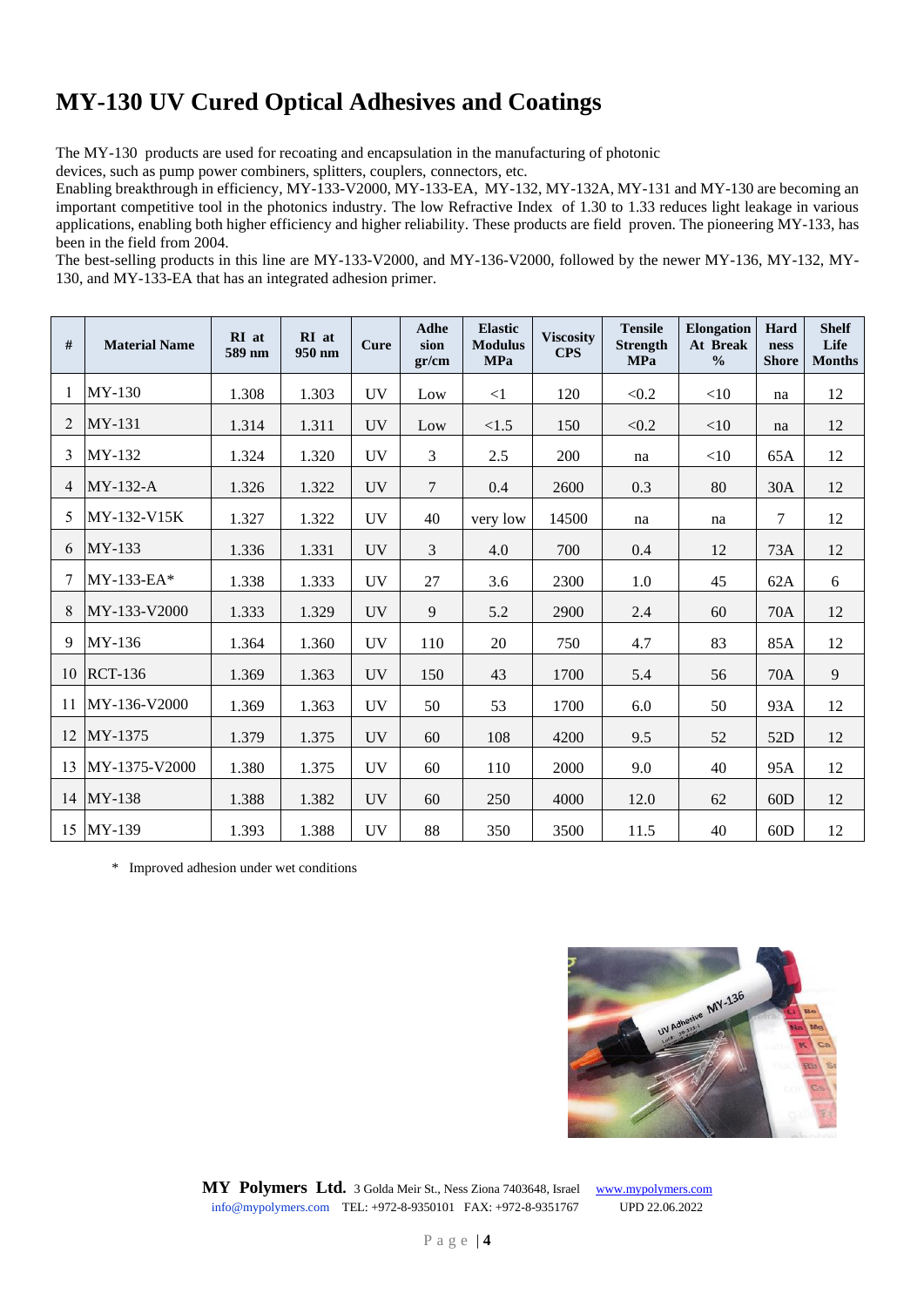# MY-130 UV Cured Optical Adhesives and Coatings

The MY-130 products are used for recoating and encapsulation in the manufacturing of photonic devices, such as pump power combiners, splitters, couplers, connectors, etc.
Enabling breakthrough in efficiency, MY-133-V2000, MY-133-EA, MY-132, MY-132A, MY-131 and MY-130 are becoming an important competitive tool in the photonics industry. The low Refractive Index of 1.30 to 1.33 reduces light leakage in various applications, enabling both higher efficiency and higher reliability. These products are field proven. The pioneering MY-133, has been in the field from 2004.
The best-selling products in this line are MY-133-V2000, and MY-136-V2000, followed by the newer MY-136, MY-132, MY-130, and MY-133-EA that has an integrated adhesion primer.

| # | Material Name | RI at 589 nm | RI at 950 nm | Cure | Adhesion gr/cm | Elastic Modulus MPa | Viscosity CPS | Tensile Strength MPa | Elongation At Break % | Hardness Shore | Shelf Life Months |
|---|---|---|---|---|---|---|---|---|---|---|---|
| 1 | MY-130 | 1.308 | 1.303 | UV | Low | <1 | 120 | <0.2 | <10 | na | 12 |
| 2 | MY-131 | 1.314 | 1.311 | UV | Low | <1.5 | 150 | <0.2 | <10 | na | 12 |
| 3 | MY-132 | 1.324 | 1.320 | UV | 3 | 2.5 | 200 | na | <10 | 65A | 12 |
| 4 | MY-132-A | 1.326 | 1.322 | UV | 7 | 0.4 | 2600 | 0.3 | 80 | 30A | 12 |
| 5 | MY-132-V15K | 1.327 | 1.322 | UV | 40 | very low | 14500 | na | na | 7 | 12 |
| 6 | MY-133 | 1.336 | 1.331 | UV | 3 | 4.0 | 700 | 0.4 | 12 | 73A | 12 |
| 7 | MY-133-EA* | 1.338 | 1.333 | UV | 27 | 3.6 | 2300 | 1.0 | 45 | 62A | 6 |
| 8 | MY-133-V2000 | 1.333 | 1.329 | UV | 9 | 5.2 | 2900 | 2.4 | 60 | 70A | 12 |
| 9 | MY-136 | 1.364 | 1.360 | UV | 110 | 20 | 750 | 4.7 | 83 | 85A | 12 |
| 10 | RCT-136 | 1.369 | 1.363 | UV | 150 | 43 | 1700 | 5.4 | 56 | 70A | 9 |
| 11 | MY-136-V2000 | 1.369 | 1.363 | UV | 50 | 53 | 1700 | 6.0 | 50 | 93A | 12 |
| 12 | MY-1375 | 1.379 | 1.375 | UV | 60 | 108 | 4200 | 9.5 | 52 | 52D | 12 |
| 13 | MY-1375-V2000 | 1.380 | 1.375 | UV | 60 | 110 | 2000 | 9.0 | 40 | 95A | 12 |
| 14 | MY-138 | 1.388 | 1.382 | UV | 60 | 250 | 4000 | 12.0 | 62 | 60D | 12 |
| 15 | MY-139 | 1.393 | 1.388 | UV | 88 | 350 | 3500 | 11.5 | 40 | 60D | 12 |

\* Improved adhesion under wet conditions

**MY Polymers Ltd.** 3 Golda Meir St., Ness Ziona 7403648, Israel www.mypolymers.com
info@mypolymers.com TEL: +972-8-9350101 FAX: +972-8-9351767 UPD 22.06.2022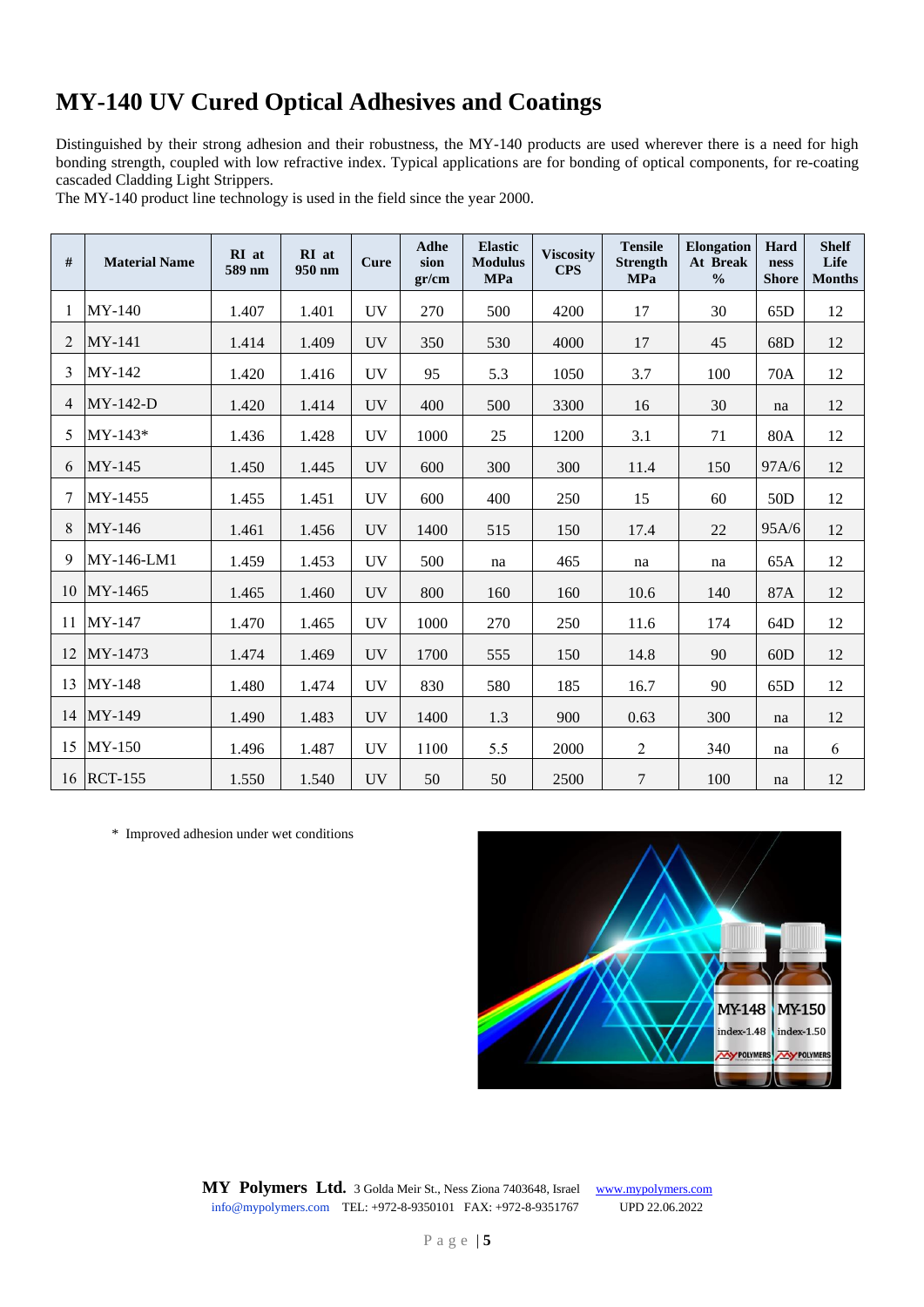# MY-140 UV Cured Optical Adhesives and Coatings

Distinguished by their strong adhesion and their robustness, the MY-140 products are used wherever there is a need for high bonding strength, coupled with low refractive index. Typical applications are for bonding of optical components, for re-coating cascaded Cladding Light Strippers.

The MY-140 product line technology is used in the field since the year 2000.

| # | Material Name | RI at 589 nm | RI at 950 nm | Cure | Adhesion gr/cm | Elastic Modulus MPa | Viscosity CPS | Tensile Strength MPa | Elongation At Break % | Hardness Shore | Shelf Life Months |
|---|---|---|---|---|---|---|---|---|---|---|---|
| 1 | MY-140 | 1.407 | 1.401 | UV | 270 | 500 | 4200 | 17 | 30 | 65D | 12 |
| 2 | MY-141 | 1.414 | 1.409 | UV | 350 | 530 | 4000 | 17 | 45 | 68D | 12 |
| 3 | MY-142 | 1.420 | 1.416 | UV | 95 | 5.3 | 1050 | 3.7 | 100 | 70A | 12 |
| 4 | MY-142-D | 1.420 | 1.414 | UV | 400 | 500 | 3300 | 16 | 30 | na | 12 |
| 5 | MY-143* | 1.436 | 1.428 | UV | 1000 | 25 | 1200 | 3.1 | 71 | 80A | 12 |
| 6 | MY-145 | 1.450 | 1.445 | UV | 600 | 300 | 300 | 11.4 | 150 | 97A/6 | 12 |
| 7 | MY-1455 | 1.455 | 1.451 | UV | 600 | 400 | 250 | 15 | 60 | 50D | 12 |
| 8 | MY-146 | 1.461 | 1.456 | UV | 1400 | 515 | 150 | 17.4 | 22 | 95A/6 | 12 |
| 9 | MY-146-LM1 | 1.459 | 1.453 | UV | 500 | na | 465 | na | na | 65A | 12 |
| 10 | MY-1465 | 1.465 | 1.460 | UV | 800 | 160 | 160 | 10.6 | 140 | 87A | 12 |
| 11 | MY-147 | 1.470 | 1.465 | UV | 1000 | 270 | 250 | 11.6 | 174 | 64D | 12 |
| 12 | MY-1473 | 1.474 | 1.469 | UV | 1700 | 555 | 150 | 14.8 | 90 | 60D | 12 |
| 13 | MY-148 | 1.480 | 1.474 | UV | 830 | 580 | 185 | 16.7 | 90 | 65D | 12 |
| 14 | MY-149 | 1.490 | 1.483 | UV | 1400 | 1.3 | 900 | 0.63 | 300 | na | 12 |
| 15 | MY-150 | 1.496 | 1.487 | UV | 1100 | 5.5 | 2000 | 2 | 340 | na | 6 |
| 16 | RCT-155 | 1.550 | 1.540 | UV | 50 | 50 | 2500 | 7 | 100 | na | 12 |

\* Improved adhesion under wet conditions

**MY Polymers Ltd.** 3 Golda Meir St., Ness Ziona 7403648, Israel www.mypolymers.com
info@mypolymers.com TEL: +972-8-9350101 FAX: +972-8-9351767 UPD 22.06.2022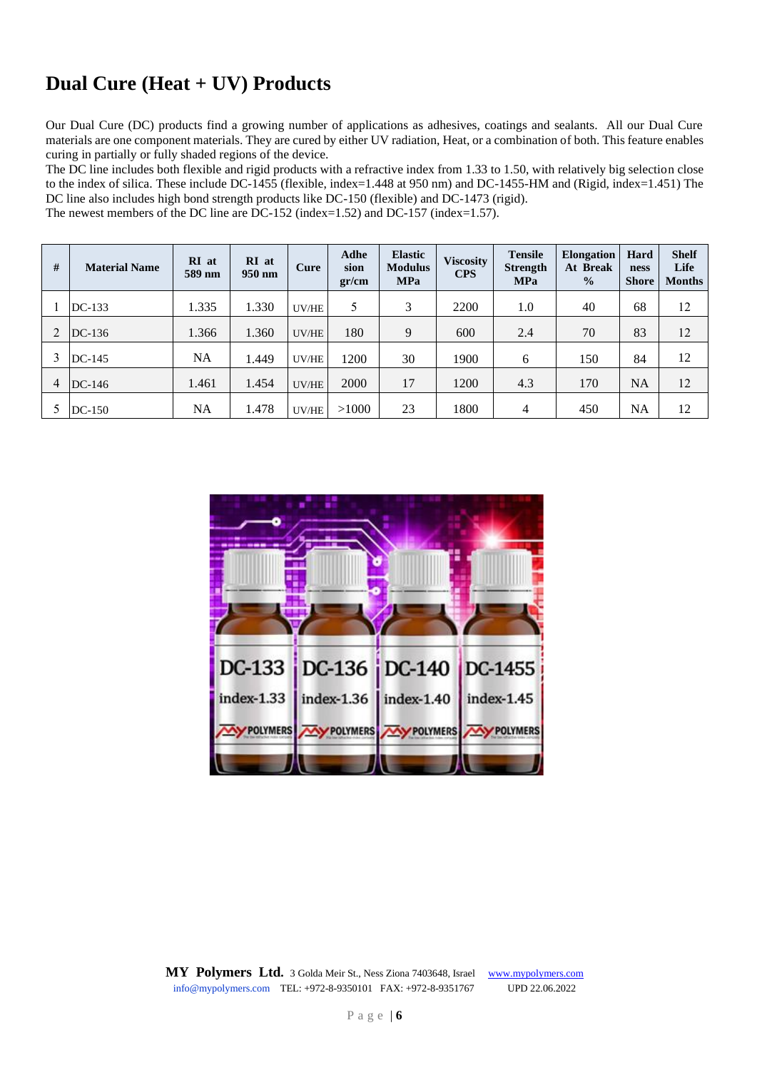# Dual Cure (Heat + UV) Products

Our Dual Cure (DC) products find a growing number of applications as adhesives, coatings and sealants. All our Dual Cure materials are one component materials. They are cured by either UV radiation, Heat, or a combination of both. This feature enables curing in partially or fully shaded regions of the device.

The DC line includes both flexible and rigid products with a refractive index from 1.33 to 1.50, with relatively big selection close to the index of silica. These include DC-1455 (flexible, index=1.448 at 950 nm) and DC-1455-HM and (Rigid, index=1.451) The DC line also includes high bond strength products like DC-150 (flexible) and DC-1473 (rigid).

The newest members of the DC line are DC-152 (index=1.52) and DC-157 (index=1.57).

| # | Material Name | RI at 589 nm | RI at 950 nm | Cure | Adhesion gr/cm | Elastic Modulus MPa | Viscosity CPS | Tensile Strength MPa | Elongation At Break % | Hardness Shore | Shelf Life Months |
|---|---|---|---|---|---|---|---|---|---|---|---|
| 1 | DC-133 | 1.335 | 1.330 | UV/HE | 5 | 3 | 2200 | 1.0 | 40 | 68 | 12 |
| 2 | DC-136 | 1.366 | 1.360 | UV/HE | 180 | 9 | 600 | 2.4 | 70 | 83 | 12 |
| 3 | DC-145 | NA | 1.449 | UV/HE | 1200 | 30 | 1900 | 6 | 150 | 84 | 12 |
| 4 | DC-146 | 1.461 | 1.454 | UV/HE | 2000 | 17 | 1200 | 4.3 | 170 | NA | 12 |
| 5 | DC-150 | NA | 1.478 | UV/HE | >1000 | 23 | 1800 | 4 | 450 | NA | 12 |

**MY Polymers Ltd.** 3 Golda Meir St., Ness Ziona 7403648, Israel www.mypolymers.com
info@mypolymers.com TEL: +972-8-9350101 FAX: +972-8-9351767 UPD 22.06.2022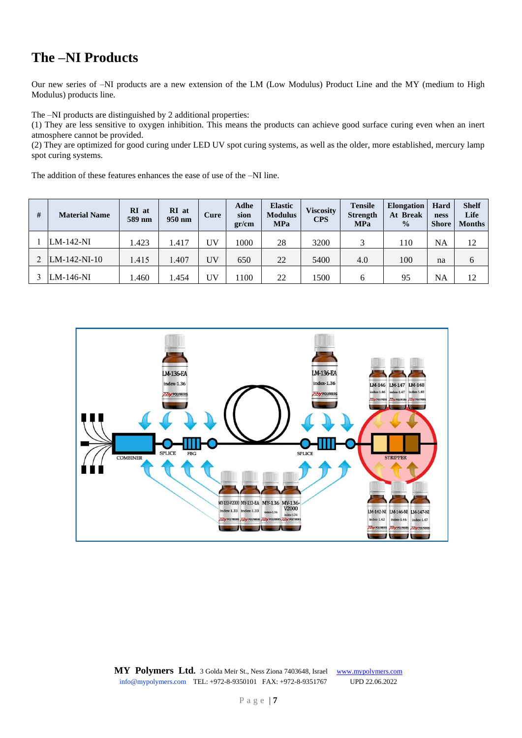# The –NI Products

Our new series of –NI products are a new extension of the LM (Low Modulus) Product Line and the MY (medium to High Modulus) products line.

The –NI products are distinguished by 2 additional properties:
(1) They are less sensitive to oxygen inhibition. This means the products can achieve good surface curing even when an inert atmosphere cannot be provided.
(2) They are optimized for good curing under LED UV spot curing systems, as well as the older, more established, mercury lamp spot curing systems.

The addition of these features enhances the ease of use of the –NI line.

| # | Material Name | RI at 589 nm | RI at 950 nm | Cure | Adhesion gr/cm | Elastic Modulus MPa | Viscosity CPS | Tensile Strength MPa | Elongation At Break % | Hardness Shore | Shelf Life Months |
|---|---|---|---|---|---|---|---|---|---|---|---|
| 1 | LM-142-NI | 1.423 | 1.417 | UV | 1000 | 28 | 3200 | 3 | 110 | NA | 12 |
| 2 | LM-142-NI-10 | 1.415 | 1.407 | UV | 650 | 22 | 5400 | 4.0 | 100 | na | 6 |
| 3 | LM-146-NI | 1.460 | 1.454 | UV | 1100 | 22 | 1500 | 6 | 95 | NA | 12 |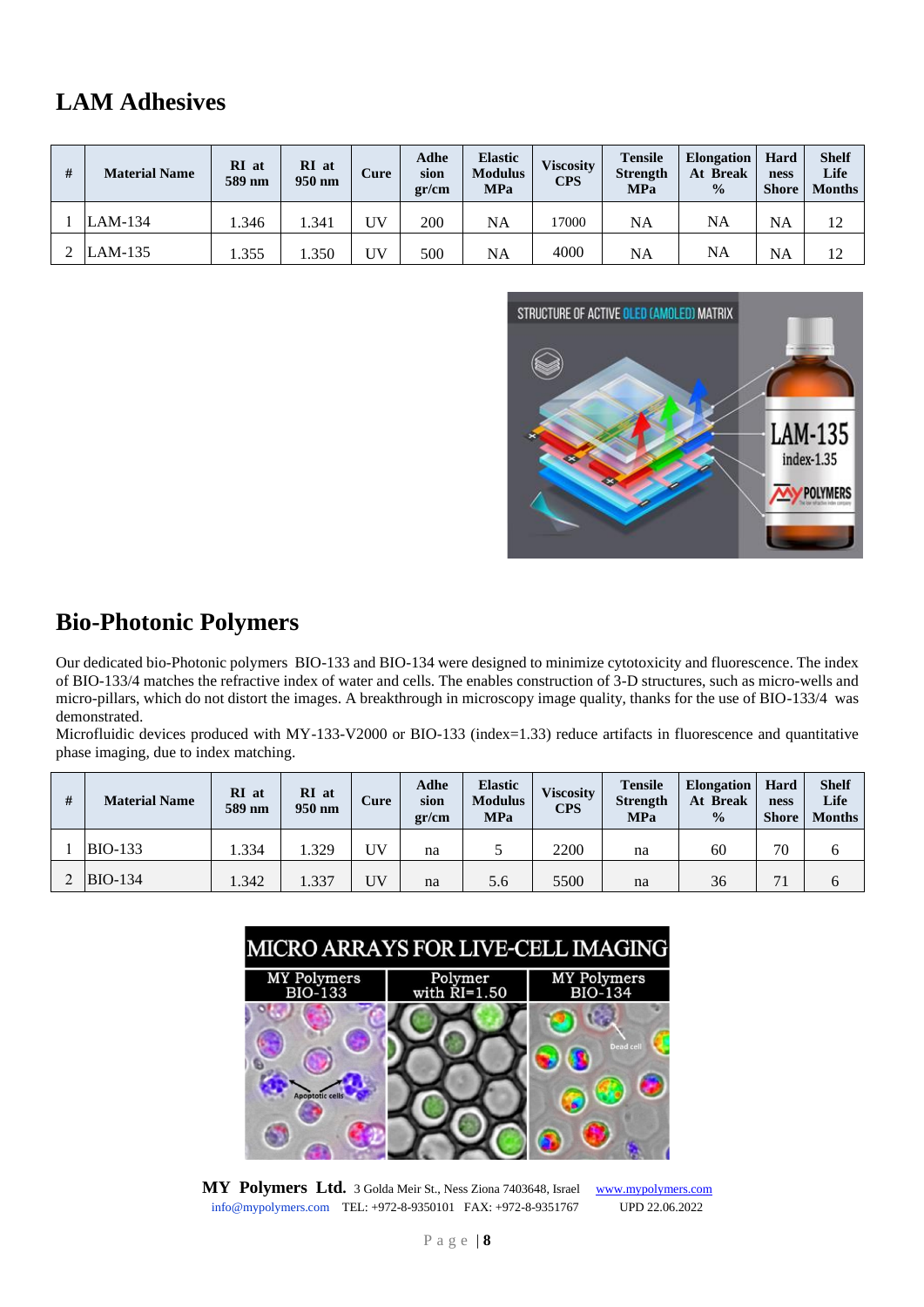## LAM Adhesives

| # | Material Name | RI at 589 nm | RI at 950 nm | Cure | Adhesion gr/cm | Elastic Modulus MPa | Viscosity CPS | Tensile Strength MPa | Elongation At Break % | Hardness Shore | Shelf Life Months |
|---|---|---|---|---|---|---|---|---|---|---|---|
| 1 | LAM-134 | 1.346 | 1.341 | UV | 200 | NA | 17000 | NA | NA | NA | 12 |
| 2 | LAM-135 | 1.355 | 1.350 | UV | 500 | NA | 4000 | NA | NA | NA | 12 |

## Bio-Photonic Polymers

Our dedicated bio-Photonic polymers BIO-133 and BIO-134 were designed to minimize cytotoxicity and fluorescence. The index of BIO-133/4 matches the refractive index of water and cells. The enables construction of 3-D structures, such as micro-wells and micro-pillars, which do not distort the images. A breakthrough in microscopy image quality, thanks for the use of BIO-133/4 was demonstrated.

Microfluidic devices produced with MY-133-V2000 or BIO-133 (index=1.33) reduce artifacts in fluorescence and quantitative phase imaging, due to index matching.

| # | Material Name | RI at 589 nm | RI at 950 nm | Cure | Adhesion gr/cm | Elastic Modulus MPa | Viscosity CPS | Tensile Strength MPa | Elongation At Break % | Hardness Shore | Shelf Life Months |
|---|---|---|---|---|---|---|---|---|---|---|---|
| 1 | BIO-133 | 1.334 | 1.329 | UV | na | 5 | 2200 | na | 60 | 70 | 6 |
| 2 | BIO-134 | 1.342 | 1.337 | UV | na | 5.6 | 5500 | na | 36 | 71 | 6 |

**MY Polymers Ltd.** 3 Golda Meir St., Ness Ziona 7403648, Israel www.mypolymers.com
info@mypolymers.com TEL: +972-8-9350101 FAX: +972-8-9351767 UPD 22.06.2022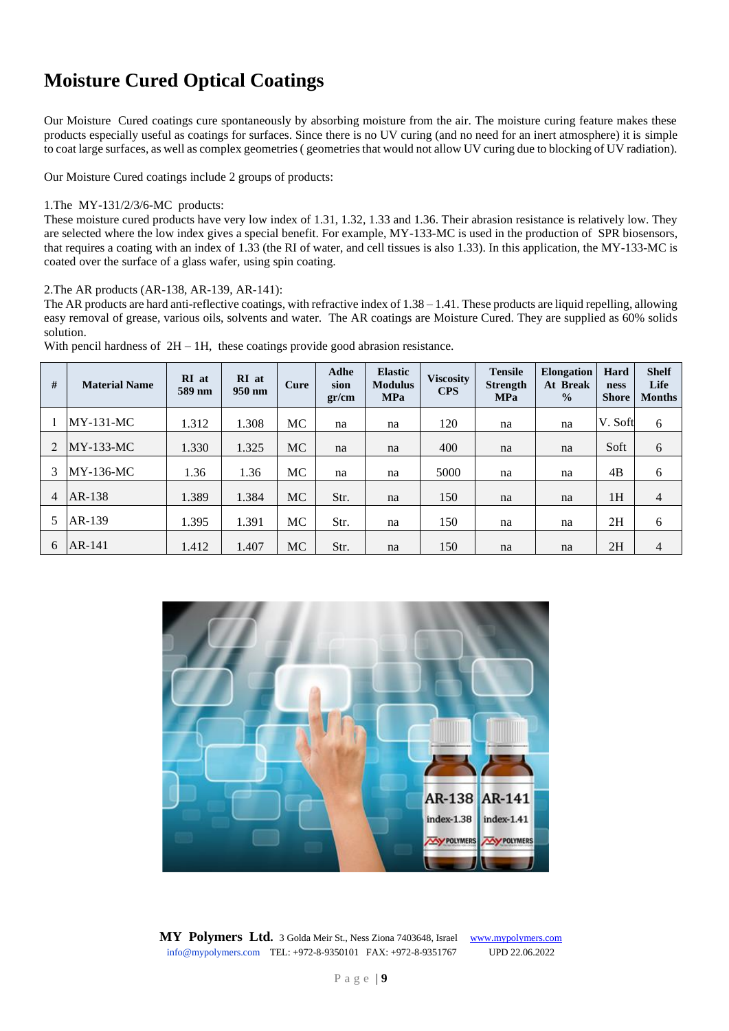# Moisture Cured Optical Coatings

Our Moisture Cured coatings cure spontaneously by absorbing moisture from the air. The moisture curing feature makes these products especially useful as coatings for surfaces. Since there is no UV curing (and no need for an inert atmosphere) it is simple to coat large surfaces, as well as complex geometries ( geometries that would not allow UV curing due to blocking of UV radiation).

Our Moisture Cured coatings include 2 groups of products:

1.The MY-131/2/3/6-MC products:
These moisture cured products have very low index of 1.31, 1.32, 1.33 and 1.36. Their abrasion resistance is relatively low. They are selected where the low index gives a special benefit. For example, MY-133-MC is used in the production of SPR biosensors, that requires a coating with an index of 1.33 (the RI of water, and cell tissues is also 1.33). In this application, the MY-133-MC is coated over the surface of a glass wafer, using spin coating.

2.The AR products (AR-138, AR-139, AR-141):
The AR products are hard anti-reflective coatings, with refractive index of 1.38 – 1.41. These products are liquid repelling, allowing easy removal of grease, various oils, solvents and water. The AR coatings are Moisture Cured. They are supplied as 60% solids solution.
With pencil hardness of 2H – 1H, these coatings provide good abrasion resistance.

| # | Material Name | RI at 589 nm | RI at 950 nm | Cure | Adhesion gr/cm | Elastic Modulus MPa | Viscosity CPS | Tensile Strength MPa | Elongation At Break % | Hardness Shore | Shelf Life Months |
|---|---|---|---|---|---|---|---|---|---|---|---|
| 1 | MY-131-MC | 1.312 | 1.308 | MC | na | na | 120 | na | na | V. Soft | 6 |
| 2 | MY-133-MC | 1.330 | 1.325 | MC | na | na | 400 | na | na | Soft | 6 |
| 3 | MY-136-MC | 1.36 | 1.36 | MC | na | na | 5000 | na | na | 4B | 6 |
| 4 | AR-138 | 1.389 | 1.384 | MC | Str. | na | 150 | na | na | 1H | 4 |
| 5 | AR-139 | 1.395 | 1.391 | MC | Str. | na | 150 | na | na | 2H | 6 |
| 6 | AR-141 | 1.412 | 1.407 | MC | Str. | na | 150 | na | na | 2H | 4 |

**MY Polymers Ltd.** 3 Golda Meir St., Ness Ziona 7403648, Israel www.mypolymers.com
info@mypolymers.com TEL: +972-8-9350101 FAX: +972-8-9351767 UPD 22.06.2022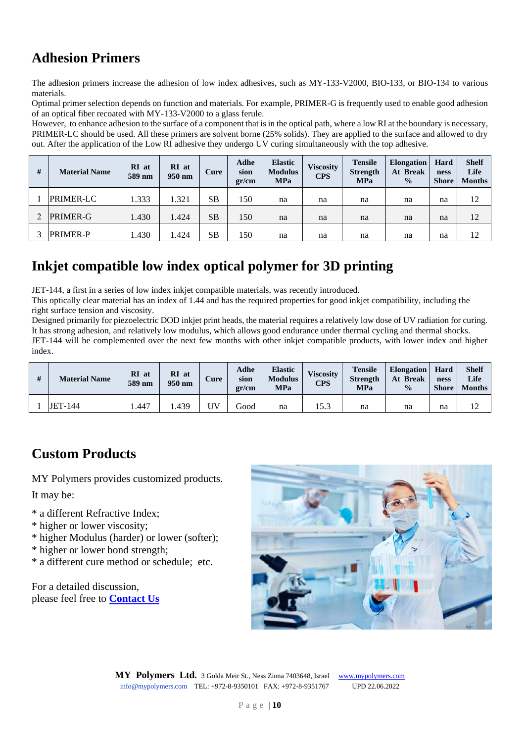## Adhesion Primers

The adhesion primers increase the adhesion of low index adhesives, such as MY-133-V2000, BIO-133, or BIO-134 to various materials.
Optimal primer selection depends on function and materials. For example, PRIMER-G is frequently used to enable good adhesion of an optical fiber recoated with MY-133-V2000 to a glass ferule.
However, to enhance adhesion to the surface of a component that is in the optical path, where a low RI at the boundary is necessary, PRIMER-LC should be used. All these primers are solvent borne (25% solids). They are applied to the surface and allowed to dry out. After the application of the Low RI adhesive they undergo UV curing simultaneously with the top adhesive.

| # | Material Name | RI at 589 nm | RI at 950 nm | Cure | Adhesion gr/cm | Elastic Modulus MPa | Viscosity CPS | Tensile Strength MPa | Elongation At Break % | Hardness Shore | Shelf Life Months |
|---|---|---|---|---|---|---|---|---|---|---|---|
| 1 | PRIMER-LC | 1.333 | 1.321 | SB | 150 | na | na | na | na | na | 12 |
| 2 | PRIMER-G | 1.430 | 1.424 | SB | 150 | na | na | na | na | na | 12 |
| 3 | PRIMER-P | 1.430 | 1.424 | SB | 150 | na | na | na | na | na | 12 |

## Inkjet compatible low index optical polymer for 3D printing

JET-144, a first in a series of low index inkjet compatible materials, was recently introduced.
This optically clear material has an index of 1.44 and has the required properties for good inkjet compatibility, including the right surface tension and viscosity.
Designed primarily for piezoelectric DOD inkjet print heads, the material requires a relatively low dose of UV radiation for curing. It has strong adhesion, and relatively low modulus, which allows good endurance under thermal cycling and thermal shocks.
JET-144 will be complemented over the next few months with other inkjet compatible products, with lower index and higher index.

| # | Material Name | RI at 589 nm | RI at 950 nm | Cure | Adhesion gr/cm | Elastic Modulus MPa | Viscosity CPS | Tensile Strength MPa | Elongation At Break % | Hardness Shore | Shelf Life Months |
|---|---|---|---|---|---|---|---|---|---|---|---|
| 1 | JET-144 | 1.447 | 1.439 | UV | Good | na | 15.3 | na | na | na | 12 |

## Custom Products

MY Polymers provides customized products.

It may be:

* a different Refractive Index;
* higher or lower viscosity;
* higher Modulus (harder) or lower (softer);
* higher or lower bond strength;
* a different cure method or schedule; etc.

For a detailed discussion,
please feel free to **Contact Us**

**MY Polymers Ltd.** 3 Golda Meir St., Ness Ziona 7403648, Israel www.mypolymers.com
info@mypolymers.com TEL: +972-8-9350101 FAX: +972-8-9351767 UPD 22.06.2022